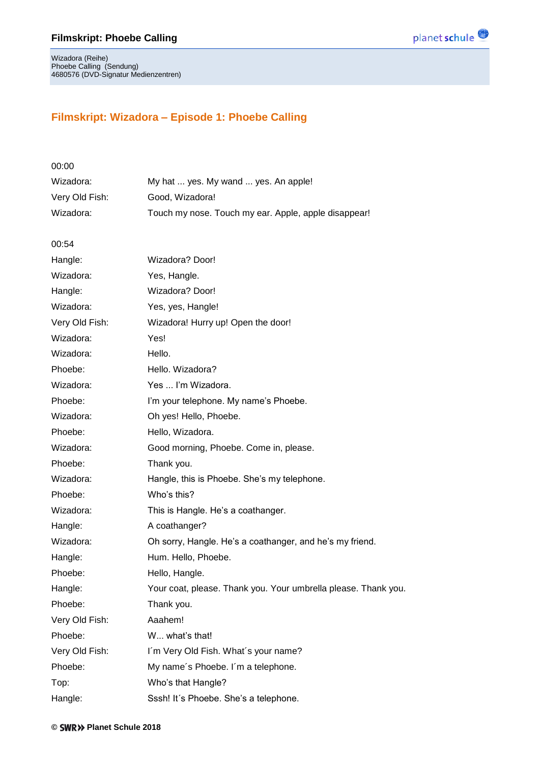Wizadora (Reihe)
Phoebe Calling (Sendung)
4680576 (DVD-Signatur Medienzentren)

## Filmskript: Wizadora – Episode 1: Phoebe Calling

00:00

| | |
|---|---|
| Wizadora: | My hat ... yes. My wand ... yes. An apple! |
| Very Old Fish: | Good, Wizadora! |
| Wizadora: | Touch my nose. Touch my ear. Apple, apple disappear! |

00:54

| | |
|---|---|
| Hangle: | Wizadora? Door! |
| Wizadora: | Yes, Hangle. |
| Hangle: | Wizadora? Door! |
| Wizadora: | Yes, yes, Hangle! |
| Very Old Fish: | Wizadora! Hurry up! Open the door! |
| Wizadora: | Yes! |
| Wizadora: | Hello. |
| Phoebe: | Hello. Wizadora? |
| Wizadora: | Yes ... I'm Wizadora. |
| Phoebe: | I'm your telephone. My name's Phoebe. |
| Wizadora: | Oh yes! Hello, Phoebe. |
| Phoebe: | Hello, Wizadora. |
| Wizadora: | Good morning, Phoebe. Come in, please. |
| Phoebe: | Thank you. |
| Wizadora: | Hangle, this is Phoebe. She's my telephone. |
| Phoebe: | Who's this? |
| Wizadora: | This is Hangle. He's a coathanger. |
| Hangle: | A coathanger? |
| Wizadora: | Oh sorry, Hangle. He's a coathanger, and he's my friend. |
| Hangle: | Hum. Hello, Phoebe. |
| Phoebe: | Hello, Hangle. |
| Hangle: | Your coat, please. Thank you. Your umbrella please. Thank you. |
| Phoebe: | Thank you. |
| Very Old Fish: | Aaahem! |
| Phoebe: | W... what's that! |
| Very Old Fish: | I´m Very Old Fish. What´s your name? |
| Phoebe: | My name´s Phoebe. I´m a telephone. |
| Top: | Who's that Hangle? |
| Hangle: | Sssh! It´s Phoebe. She's a telephone. |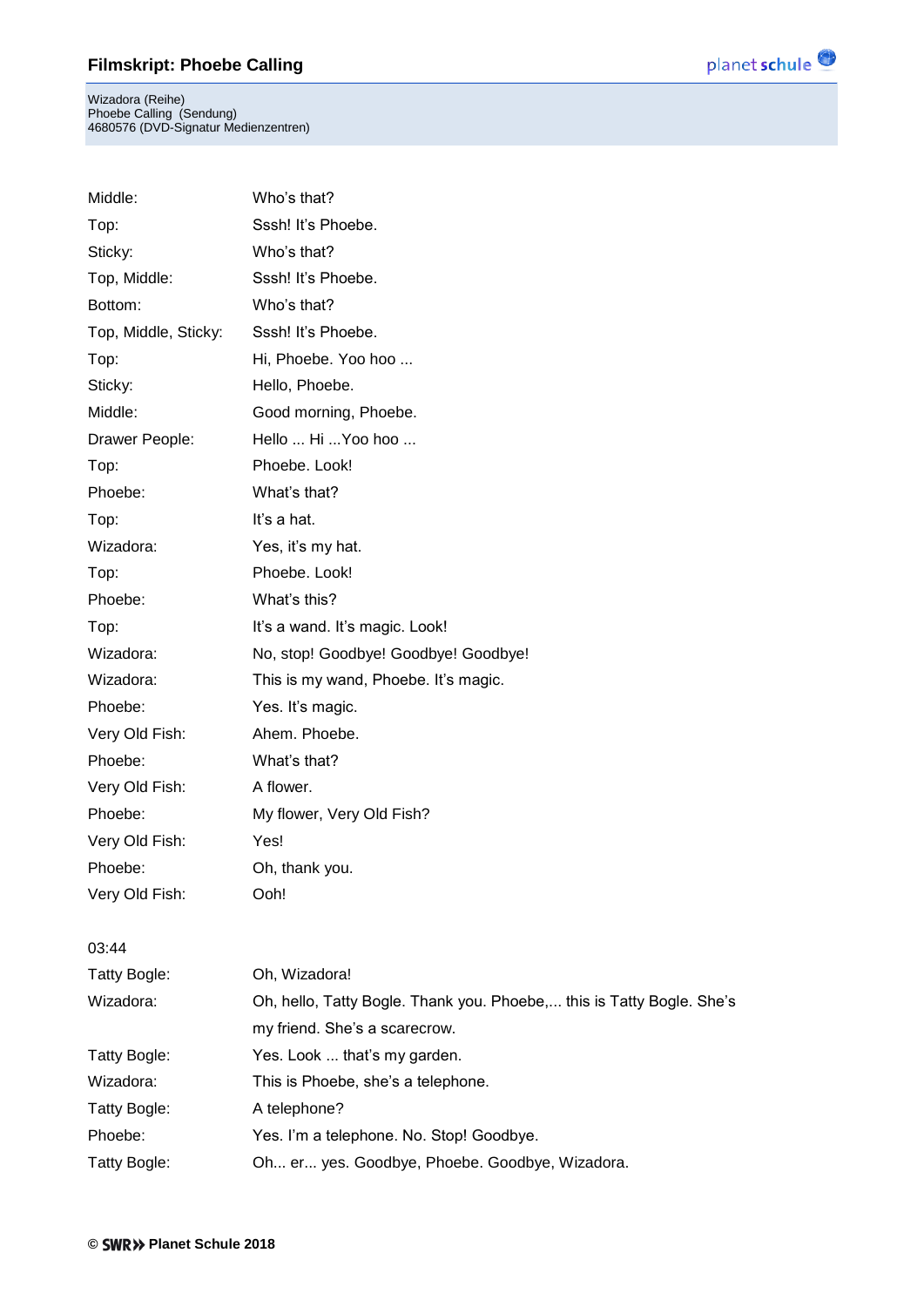| | |
|---|---|
| Middle: | Who's that? |
| Top: | Sssh! It's Phoebe. |
| Sticky: | Who's that? |
| Top, Middle: | Sssh! It's Phoebe. |
| Bottom: | Who's that? |
| Top, Middle, Sticky: | Sssh! It's Phoebe. |
| Top: | Hi, Phoebe. Yoo hoo ... |
| Sticky: | Hello, Phoebe. |
| Middle: | Good morning, Phoebe. |
| Drawer People: | Hello ... Hi ...Yoo hoo ... |
| Top: | Phoebe. Look! |
| Phoebe: | What's that? |
| Top: | It's a hat. |
| Wizadora: | Yes, it's my hat. |
| Top: | Phoebe. Look! |
| Phoebe: | What's this? |
| Top: | It's a wand. It's magic. Look! |
| Wizadora: | No, stop! Goodbye! Goodbye! Goodbye! |
| Wizadora: | This is my wand, Phoebe. It's magic. |
| Phoebe: | Yes. It's magic. |
| Very Old Fish: | Ahem. Phoebe. |
| Phoebe: | What's that? |
| Very Old Fish: | A flower. |
| Phoebe: | My flower, Very Old Fish? |
| Very Old Fish: | Yes! |
| Phoebe: | Oh, thank you. |
| Very Old Fish: | Ooh! |

03:44

| | |
|---|---|
| Tatty Bogle: | Oh, Wizadora! |
| Wizadora: | Oh, hello, Tatty Bogle. Thank you. Phoebe,... this is Tatty Bogle. She's my friend. She's a scarecrow. |
| Tatty Bogle: | Yes. Look ... that's my garden. |
| Wizadora: | This is Phoebe, she's a telephone. |
| Tatty Bogle: | A telephone? |
| Phoebe: | Yes. I'm a telephone. No. Stop! Goodbye. |
| Tatty Bogle: | Oh... er... yes. Goodbye, Phoebe. Goodbye, Wizadora. |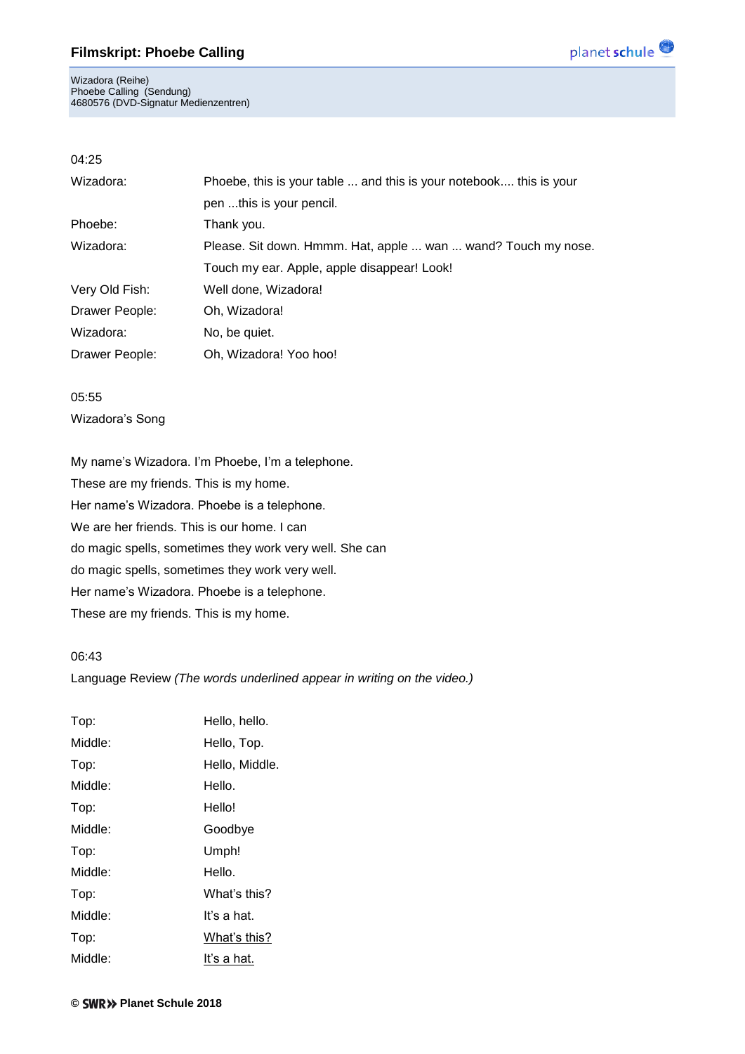04:25

| | |
|---|---|
| Wizadora: | Phoebe, this is your table ... and this is your notebook.... this is your pen ...this is your pencil. |
| Phoebe: | Thank you. |
| Wizadora: | Please. Sit down. Hmmm. Hat, apple ... wan ... wand? Touch my nose. Touch my ear. Apple, apple disappear! Look! |
| Very Old Fish: | Well done, Wizadora! |
| Drawer People: | Oh, Wizadora! |
| Wizadora: | No, be quiet. |
| Drawer People: | Oh, Wizadora! Yoo hoo! |

05:55

Wizadora's Song

My name's Wizadora. I'm Phoebe, I'm a telephone.
These are my friends. This is my home.
Her name's Wizadora. Phoebe is a telephone.
We are her friends. This is our home. I can
do magic spells, sometimes they work very well. She can
do magic spells, sometimes they work very well.
Her name's Wizadora. Phoebe is a telephone.
These are my friends. This is my home.

06:43

Language Review *(The words underlined appear in writing on the video.)*

| | |
|---|---|
| Top: | Hello, hello. |
| Middle: | Hello, Top. |
| Top: | Hello, Middle. |
| Middle: | Hello. |
| Top: | Hello! |
| Middle: | Goodbye |
| Top: | Umph! |
| Middle: | Hello. |
| Top: | What's this? |
| Middle: | It's a hat. |
| Top: | <u>What's this?</u> |
| Middle: | <u>It's a hat.</u> |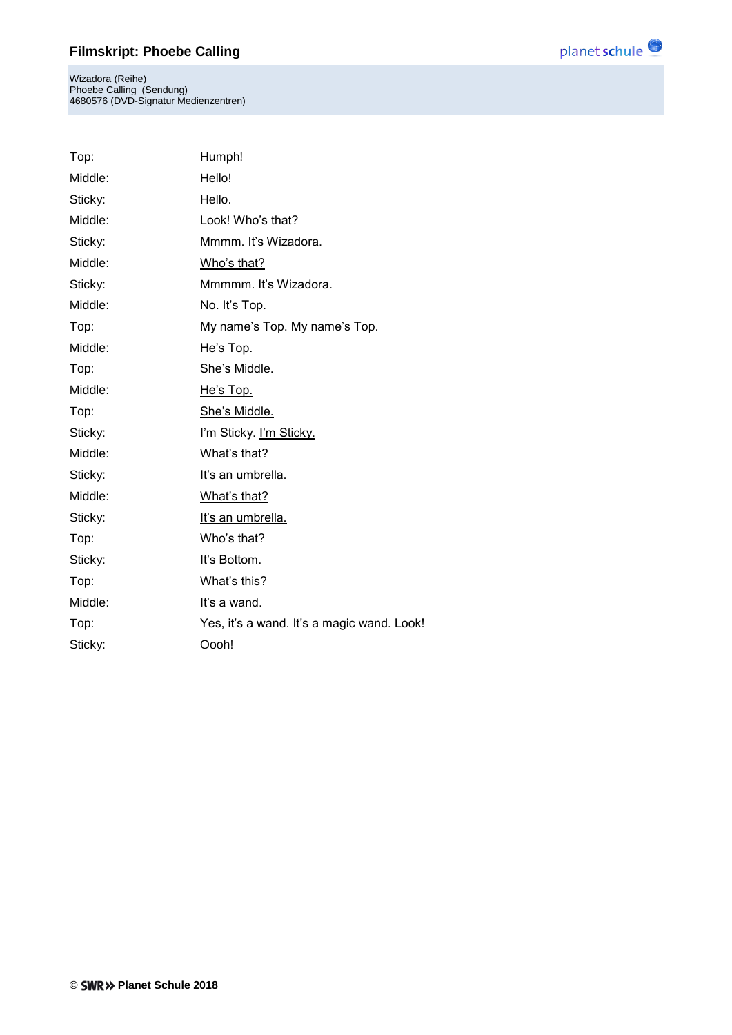## Filmskript: Phoebe Calling

Wizadora (Reihe)
Phoebe Calling (Sendung)
4680576 (DVD-Signatur Medienzentren)

| | |
|---|---|
| Top: | Humph! |
| Middle: | Hello! |
| Sticky: | Hello. |
| Middle: | Look! Who's that? |
| Sticky: | Mmmm. It's Wizadora. |
| Middle: | Who's that? |
| Sticky: | Mmmmm. It's Wizadora. |
| Middle: | No. It's Top. |
| Top: | My name's Top. My name's Top. |
| Middle: | He's Top. |
| Top: | She's Middle. |
| Middle: | He's Top. |
| Top: | She's Middle. |
| Sticky: | I'm Sticky. I'm Sticky. |
| Middle: | What's that? |
| Sticky: | It's an umbrella. |
| Middle: | What's that? |
| Sticky: | It's an umbrella. |
| Top: | Who's that? |
| Sticky: | It's Bottom. |
| Top: | What's this? |
| Middle: | It's a wand. |
| Top: | Yes, it's a wand. It's a magic wand. Look! |
| Sticky: | Oooh! |

© SWR Planet Schule 2018